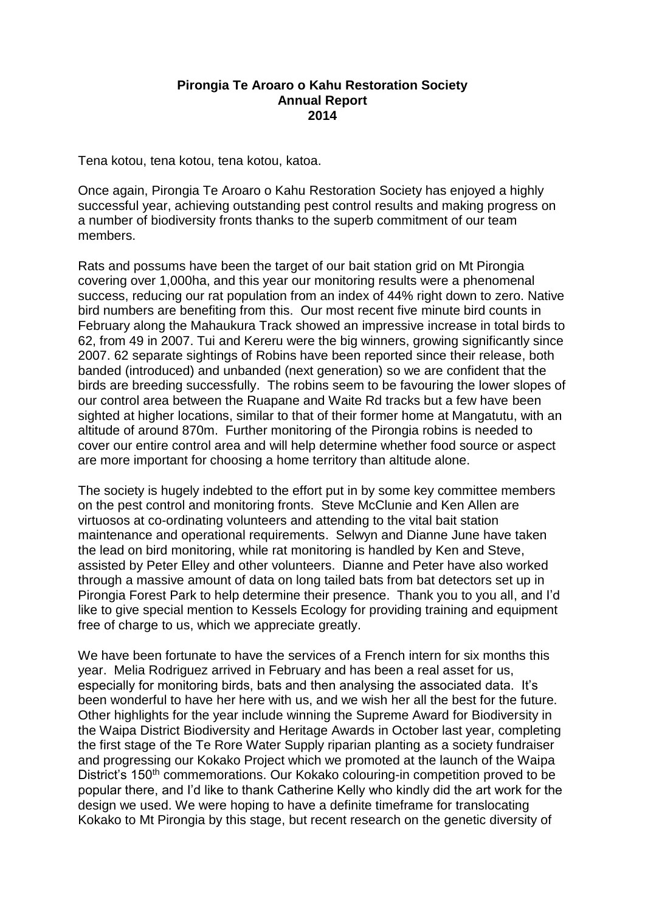**Pirongia Te Aroaro o Kahu Restoration Society**
**Annual Report**
**2014**

Tena kotou, tena kotou, tena kotou, katoa.

Once again, Pirongia Te Aroaro o Kahu Restoration Society has enjoyed a highly successful year, achieving outstanding pest control results and making progress on a number of biodiversity fronts thanks to the superb commitment of our team members.

Rats and possums have been the target of our bait station grid on Mt Pirongia covering over 1,000ha, and this year our monitoring results were a phenomenal success, reducing our rat population from an index of 44% right down to zero. Native bird numbers are benefiting from this. Our most recent five minute bird counts in February along the Mahaukura Track showed an impressive increase in total birds to 62, from 49 in 2007. Tui and Kereru were the big winners, growing significantly since 2007. 62 separate sightings of Robins have been reported since their release, both banded (introduced) and unbanded (next generation) so we are confident that the birds are breeding successfully. The robins seem to be favouring the lower slopes of our control area between the Ruapane and Waite Rd tracks but a few have been sighted at higher locations, similar to that of their former home at Mangatutu, with an altitude of around 870m. Further monitoring of the Pirongia robins is needed to cover our entire control area and will help determine whether food source or aspect are more important for choosing a home territory than altitude alone.

The society is hugely indebted to the effort put in by some key committee members on the pest control and monitoring fronts. Steve McClunie and Ken Allen are virtuosos at co-ordinating volunteers and attending to the vital bait station maintenance and operational requirements. Selwyn and Dianne June have taken the lead on bird monitoring, while rat monitoring is handled by Ken and Steve, assisted by Peter Elley and other volunteers. Dianne and Peter have also worked through a massive amount of data on long tailed bats from bat detectors set up in Pirongia Forest Park to help determine their presence. Thank you to you all, and I'd like to give special mention to Kessels Ecology for providing training and equipment free of charge to us, which we appreciate greatly.

We have been fortunate to have the services of a French intern for six months this year. Melia Rodriguez arrived in February and has been a real asset for us, especially for monitoring birds, bats and then analysing the associated data. It's been wonderful to have her here with us, and we wish her all the best for the future. Other highlights for the year include winning the Supreme Award for Biodiversity in the Waipa District Biodiversity and Heritage Awards in October last year, completing the first stage of the Te Rore Water Supply riparian planting as a society fundraiser and progressing our Kokako Project which we promoted at the launch of the Waipa District's 150th commemorations. Our Kokako colouring-in competition proved to be popular there, and I'd like to thank Catherine Kelly who kindly did the art work for the design we used. We were hoping to have a definite timeframe for translocating Kokako to Mt Pirongia by this stage, but recent research on the genetic diversity of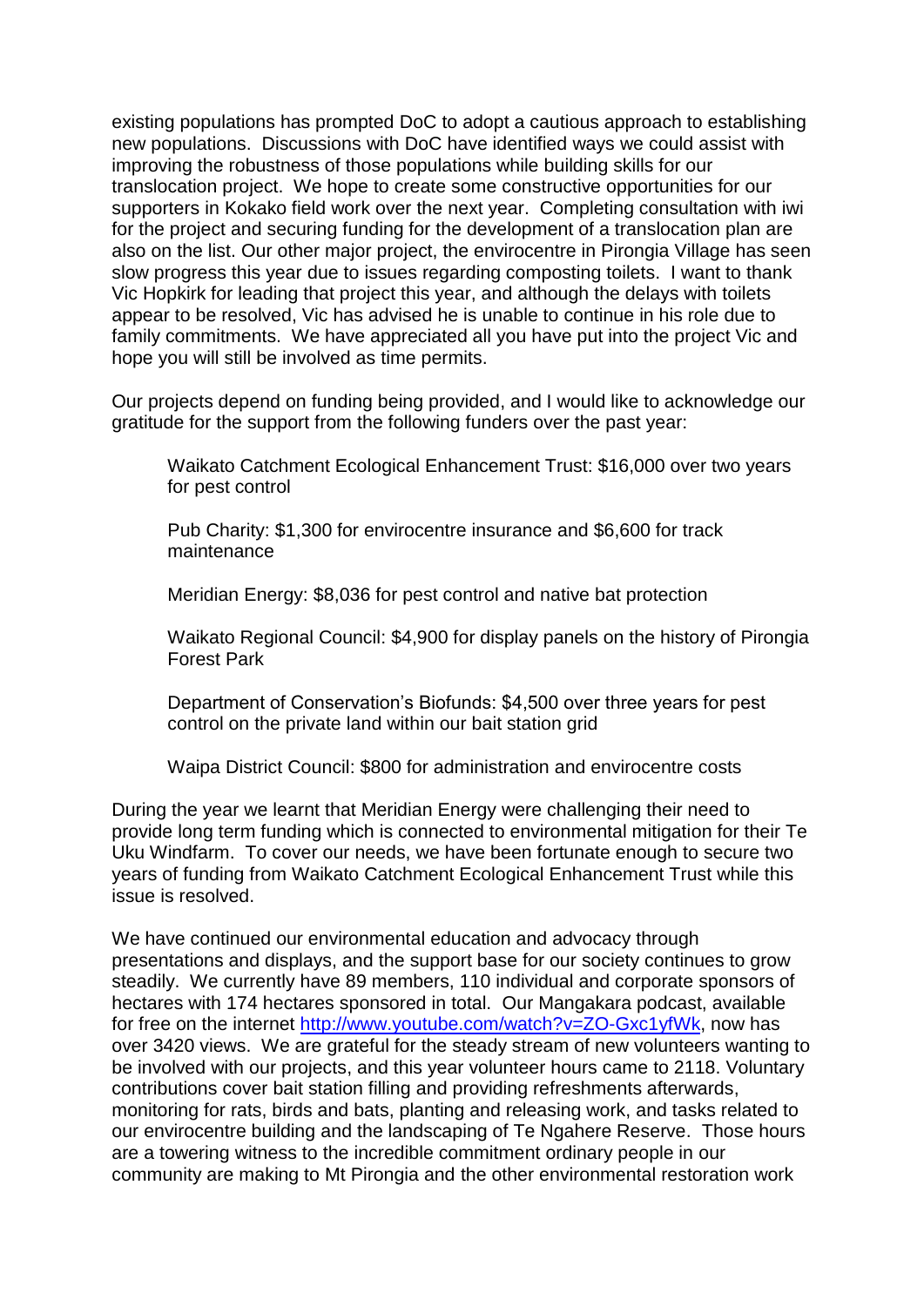existing populations has prompted DoC to adopt a cautious approach to establishing new populations. Discussions with DoC have identified ways we could assist with improving the robustness of those populations while building skills for our translocation project. We hope to create some constructive opportunities for our supporters in Kokako field work over the next year. Completing consultation with iwi for the project and securing funding for the development of a translocation plan are also on the list. Our other major project, the envirocentre in Pirongia Village has seen slow progress this year due to issues regarding composting toilets. I want to thank Vic Hopkirk for leading that project this year, and although the delays with toilets appear to be resolved, Vic has advised he is unable to continue in his role due to family commitments. We have appreciated all you have put into the project Vic and hope you will still be involved as time permits.

Our projects depend on funding being provided, and I would like to acknowledge our gratitude for the support from the following funders over the past year:

> Waikato Catchment Ecological Enhancement Trust: $16,000 over two years for pest control
>
> Pub Charity: $1,300 for envirocentre insurance and $6,600 for track maintenance
>
> Meridian Energy: $8,036 for pest control and native bat protection
>
> Waikato Regional Council: $4,900 for display panels on the history of Pirongia Forest Park
>
> Department of Conservation's Biofunds: $4,500 over three years for pest control on the private land within our bait station grid
>
> Waipa District Council: $800 for administration and envirocentre costs

During the year we learnt that Meridian Energy were challenging their need to provide long term funding which is connected to environmental mitigation for their Te Uku Windfarm. To cover our needs, we have been fortunate enough to secure two years of funding from Waikato Catchment Ecological Enhancement Trust while this issue is resolved.

We have continued our environmental education and advocacy through presentations and displays, and the support base for our society continues to grow steadily. We currently have 89 members, 110 individual and corporate sponsors of hectares with 174 hectares sponsored in total. Our Mangakara podcast, available for free on the internet http://www.youtube.com/watch?v=ZO-Gxc1yfWk, now has over 3420 views. We are grateful for the steady stream of new volunteers wanting to be involved with our projects, and this year volunteer hours came to 2118. Voluntary contributions cover bait station filling and providing refreshments afterwards, monitoring for rats, birds and bats, planting and releasing work, and tasks related to our envirocentre building and the landscaping of Te Ngahere Reserve. Those hours are a towering witness to the incredible commitment ordinary people in our community are making to Mt Pirongia and the other environmental restoration work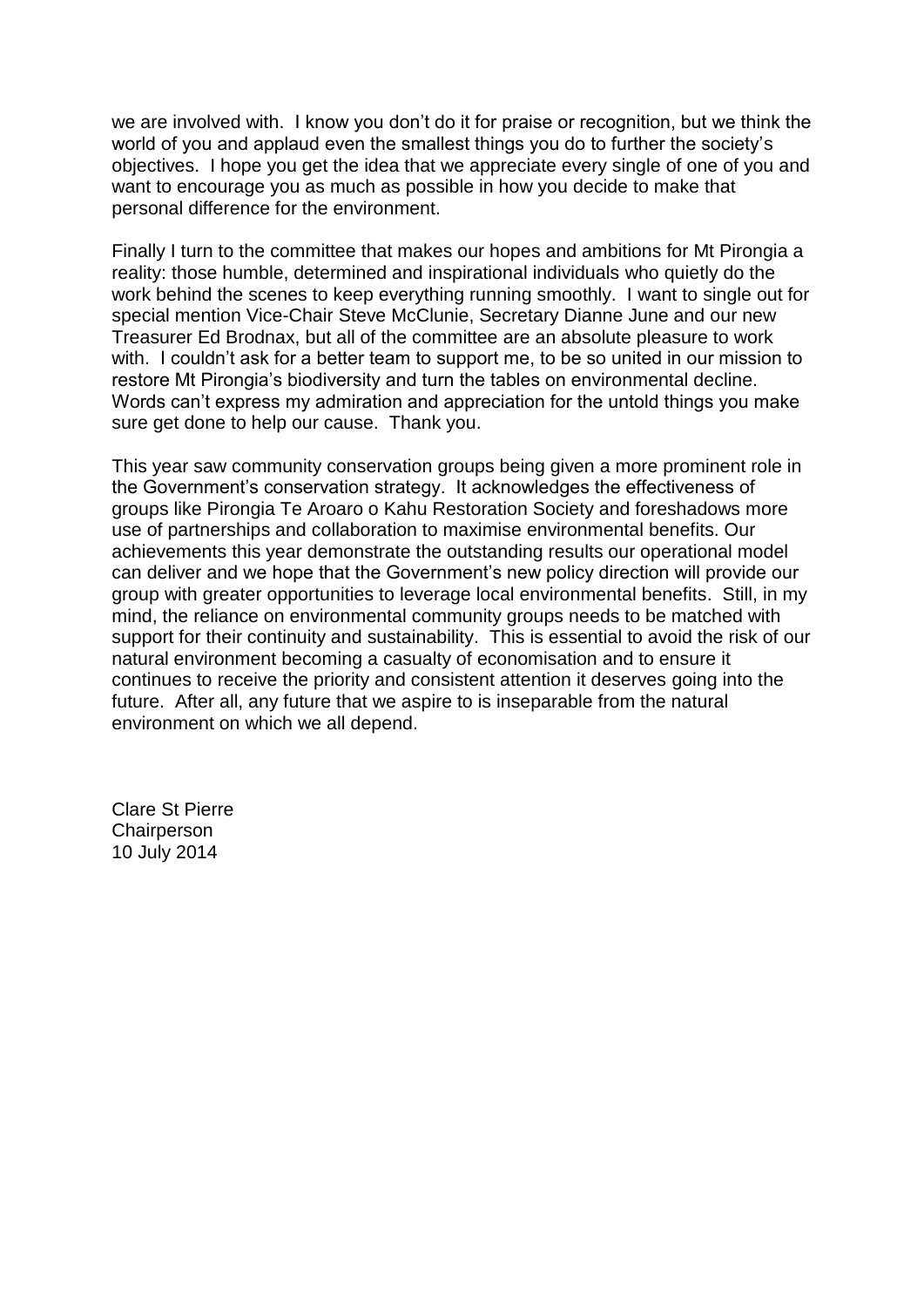we are involved with. I know you don't do it for praise or recognition, but we think the world of you and applaud even the smallest things you do to further the society's objectives. I hope you get the idea that we appreciate every single of one of you and want to encourage you as much as possible in how you decide to make that personal difference for the environment.

Finally I turn to the committee that makes our hopes and ambitions for Mt Pirongia a reality: those humble, determined and inspirational individuals who quietly do the work behind the scenes to keep everything running smoothly. I want to single out for special mention Vice-Chair Steve McClunie, Secretary Dianne June and our new Treasurer Ed Brodnax, but all of the committee are an absolute pleasure to work with. I couldn't ask for a better team to support me, to be so united in our mission to restore Mt Pirongia's biodiversity and turn the tables on environmental decline. Words can't express my admiration and appreciation for the untold things you make sure get done to help our cause. Thank you.

This year saw community conservation groups being given a more prominent role in the Government's conservation strategy. It acknowledges the effectiveness of groups like Pirongia Te Aroaro o Kahu Restoration Society and foreshadows more use of partnerships and collaboration to maximise environmental benefits. Our achievements this year demonstrate the outstanding results our operational model can deliver and we hope that the Government's new policy direction will provide our group with greater opportunities to leverage local environmental benefits. Still, in my mind, the reliance on environmental community groups needs to be matched with support for their continuity and sustainability. This is essential to avoid the risk of our natural environment becoming a casualty of economisation and to ensure it continues to receive the priority and consistent attention it deserves going into the future. After all, any future that we aspire to is inseparable from the natural environment on which we all depend.

Clare St Pierre
Chairperson
10 July 2014